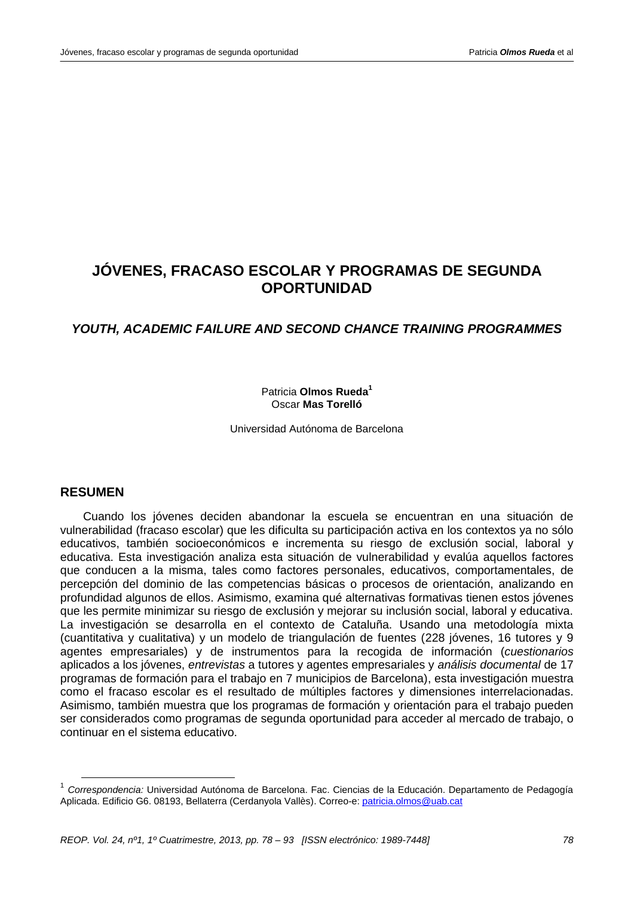# JÓVENES, FRACASO ESCOLAR Y PROGRAMAS DE SEGUNDA OPORTUNIDAD

## *YOUTH, ACADEMIC FAILURE AND SECOND CHANCE TRAINING PROGRAMMES*

Patricia **Olmos Rueda**[1]
Oscar **Mas Torelló**

Universidad Autónoma de Barcelona

## RESUMEN

Cuando los jóvenes deciden abandonar la escuela se encuentran en una situación de vulnerabilidad (fracaso escolar) que les dificulta su participación activa en los contextos ya no sólo educativos, también socioeconómicos e incrementa su riesgo de exclusión social, laboral y educativa. Esta investigación analiza esta situación de vulnerabilidad y evalúa aquellos factores que conducen a la misma, tales como factores personales, educativos, comportamentales, de percepción del dominio de las competencias básicas o procesos de orientación, analizando en profundidad algunos de ellos. Asimismo, examina qué alternativas formativas tienen estos jóvenes que les permite minimizar su riesgo de exclusión y mejorar su inclusión social, laboral y educativa. La investigación se desarrolla en el contexto de Cataluña. Usando una metodología mixta (cuantitativa y cualitativa) y un modelo de triangulación de fuentes (228 jóvenes, 16 tutores y 9 agentes empresariales) y de instrumentos para la recogida de información (*cuestionarios* aplicados a los jóvenes, *entrevistas* a tutores y agentes empresariales y *análisis documental* de 17 programas de formación para el trabajo en 7 municipios de Barcelona), esta investigación muestra como el fracaso escolar es el resultado de múltiples factores y dimensiones interrelacionadas. Asimismo, también muestra que los programas de formación y orientación para el trabajo pueden ser considerados como programas de segunda oportunidad para acceder al mercado de trabajo, o continuar en el sistema educativo.

[1] *Correspondencia:* Universidad Autónoma de Barcelona. Fac. Ciencias de la Educación. Departamento de Pedagogía Aplicada. Edificio G6. 08193, Bellaterra (Cerdanyola Vallès). Correo-e: patricia.olmos@uab.cat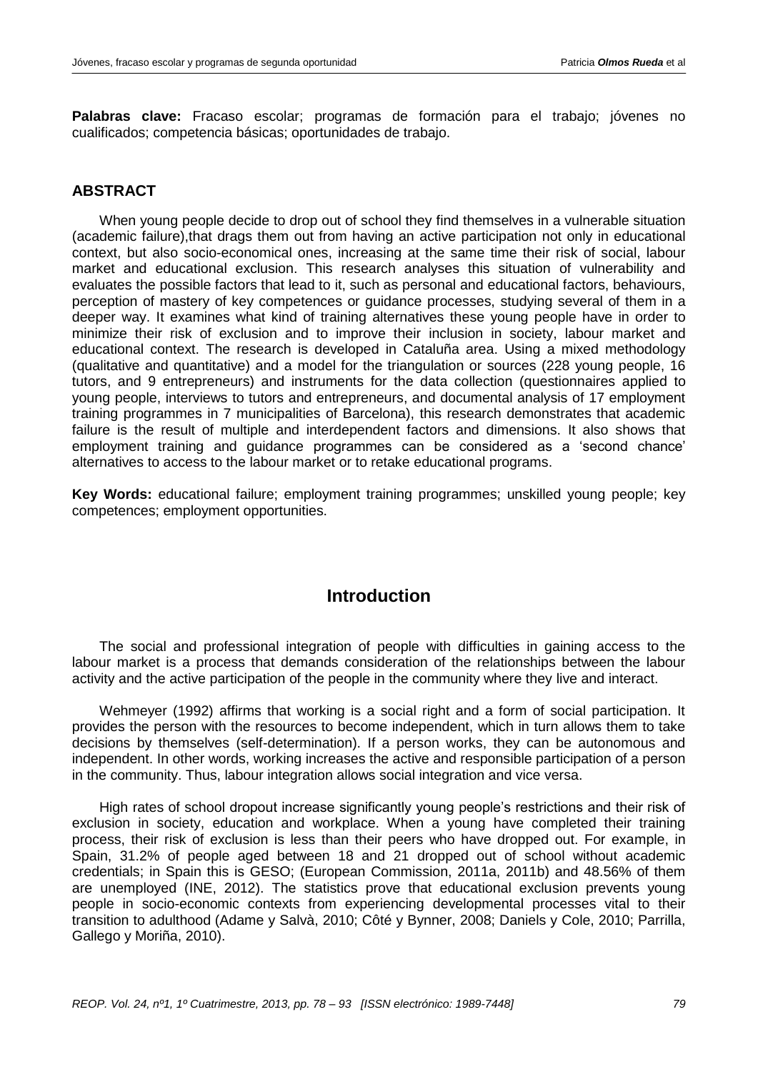**Palabras clave:** Fracaso escolar; programas de formación para el trabajo; jóvenes no cualificados; competencia básicas; oportunidades de trabajo.

## ABSTRACT

When young people decide to drop out of school they find themselves in a vulnerable situation (academic failure),that drags them out from having an active participation not only in educational context, but also socio-economical ones, increasing at the same time their risk of social, labour market and educational exclusion. This research analyses this situation of vulnerability and evaluates the possible factors that lead to it, such as personal and educational factors, behaviours, perception of mastery of key competences or guidance processes, studying several of them in a deeper way. It examines what kind of training alternatives these young people have in order to minimize their risk of exclusion and to improve their inclusion in society, labour market and educational context. The research is developed in Cataluña area. Using a mixed methodology (qualitative and quantitative) and a model for the triangulation or sources (228 young people, 16 tutors, and 9 entrepreneurs) and instruments for the data collection (questionnaires applied to young people, interviews to tutors and entrepreneurs, and documental analysis of 17 employment training programmes in 7 municipalities of Barcelona), this research demonstrates that academic failure is the result of multiple and interdependent factors and dimensions. It also shows that employment training and guidance programmes can be considered as a 'second chance' alternatives to access to the labour market or to retake educational programs.

**Key Words:** educational failure; employment training programmes; unskilled young people; key competences; employment opportunities.

# Introduction

The social and professional integration of people with difficulties in gaining access to the labour market is a process that demands consideration of the relationships between the labour activity and the active participation of the people in the community where they live and interact.

Wehmeyer (1992) affirms that working is a social right and a form of social participation. It provides the person with the resources to become independent, which in turn allows them to take decisions by themselves (self-determination). If a person works, they can be autonomous and independent. In other words, working increases the active and responsible participation of a person in the community. Thus, labour integration allows social integration and vice versa.

High rates of school dropout increase significantly young people's restrictions and their risk of exclusion in society, education and workplace. When a young have completed their training process, their risk of exclusion is less than their peers who have dropped out. For example, in Spain, 31.2% of people aged between 18 and 21 dropped out of school without academic credentials; in Spain this is GESO; (European Commission, 2011a, 2011b) and 48.56% of them are unemployed (INE, 2012). The statistics prove that educational exclusion prevents young people in socio-economic contexts from experiencing developmental processes vital to their transition to adulthood (Adame y Salvà, 2010; Côté y Bynner, 2008; Daniels y Cole, 2010; Parrilla, Gallego y Moriña, 2010).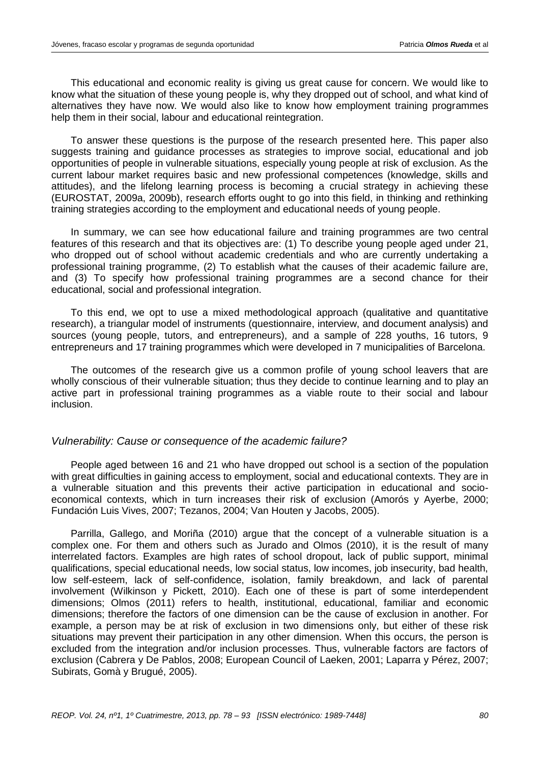This educational and economic reality is giving us great cause for concern. We would like to know what the situation of these young people is, why they dropped out of school, and what kind of alternatives they have now. We would also like to know how employment training programmes help them in their social, labour and educational reintegration.

To answer these questions is the purpose of the research presented here. This paper also suggests training and guidance processes as strategies to improve social, educational and job opportunities of people in vulnerable situations, especially young people at risk of exclusion. As the current labour market requires basic and new professional competences (knowledge, skills and attitudes), and the lifelong learning process is becoming a crucial strategy in achieving these (EUROSTAT, 2009a, 2009b), research efforts ought to go into this field, in thinking and rethinking training strategies according to the employment and educational needs of young people.

In summary, we can see how educational failure and training programmes are two central features of this research and that its objectives are: (1) To describe young people aged under 21, who dropped out of school without academic credentials and who are currently undertaking a professional training programme, (2) To establish what the causes of their academic failure are, and (3) To specify how professional training programmes are a second chance for their educational, social and professional integration.

To this end, we opt to use a mixed methodological approach (qualitative and quantitative research), a triangular model of instruments (questionnaire, interview, and document analysis) and sources (young people, tutors, and entrepreneurs), and a sample of 228 youths, 16 tutors, 9 entrepreneurs and 17 training programmes which were developed in 7 municipalities of Barcelona.

The outcomes of the research give us a common profile of young school leavers that are wholly conscious of their vulnerable situation; thus they decide to continue learning and to play an active part in professional training programmes as a viable route to their social and labour inclusion.

### *Vulnerability: Cause or consequence of the academic failure?*

People aged between 16 and 21 who have dropped out school is a section of the population with great difficulties in gaining access to employment, social and educational contexts. They are in a vulnerable situation and this prevents their active participation in educational and socio-economical contexts, which in turn increases their risk of exclusion (Amorós y Ayerbe, 2000; Fundación Luis Vives, 2007; Tezanos, 2004; Van Houten y Jacobs, 2005).

Parrilla, Gallego, and Moriña (2010) argue that the concept of a vulnerable situation is a complex one. For them and others such as Jurado and Olmos (2010), it is the result of many interrelated factors. Examples are high rates of school dropout, lack of public support, minimal qualifications, special educational needs, low social status, low incomes, job insecurity, bad health, low self-esteem, lack of self-confidence, isolation, family breakdown, and lack of parental involvement (Wilkinson y Pickett, 2010). Each one of these is part of some interdependent dimensions; Olmos (2011) refers to health, institutional, educational, familiar and economic dimensions; therefore the factors of one dimension can be the cause of exclusion in another. For example, a person may be at risk of exclusion in two dimensions only, but either of these risk situations may prevent their participation in any other dimension. When this occurs, the person is excluded from the integration and/or inclusion processes. Thus, vulnerable factors are factors of exclusion (Cabrera y De Pablos, 2008; European Council of Laeken, 2001; Laparra y Pérez, 2007; Subirats, Gomà y Brugué, 2005).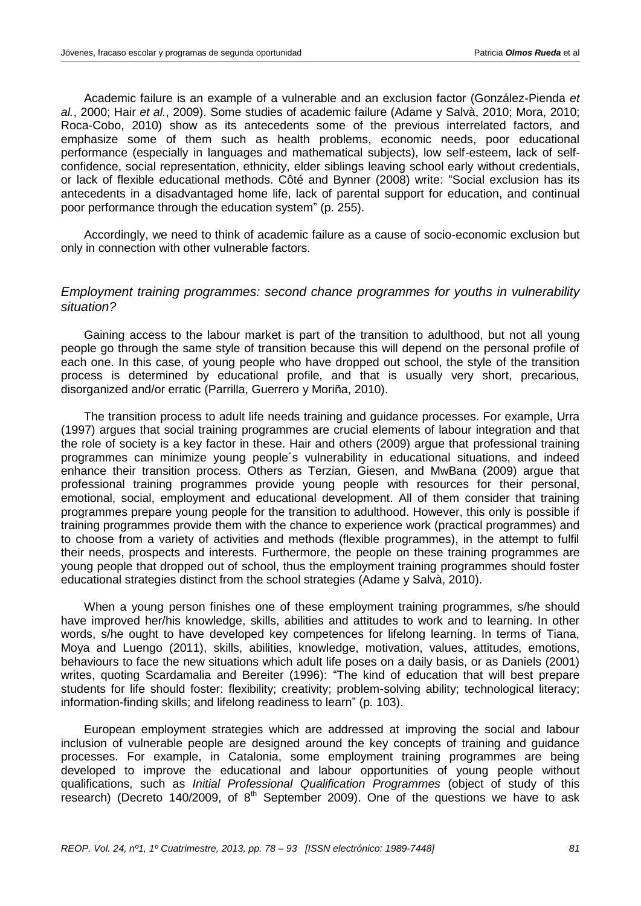Academic failure is an example of a vulnerable and an exclusion factor (González-Pienda *et al.*, 2000; Hair *et al.*, 2009). Some studies of academic failure (Adame y Salvà, 2010; Mora, 2010; Roca-Cobo, 2010) show as its antecedents some of the previous interrelated factors, and emphasize some of them such as health problems, economic needs, poor educational performance (especially in languages and mathematical subjects), low self-esteem, lack of self-confidence, social representation, ethnicity, elder siblings leaving school early without credentials, or lack of flexible educational methods. Côté and Bynner (2008) write: "Social exclusion has its antecedents in a disadvantaged home life, lack of parental support for education, and continual poor performance through the education system" (p. 255).

Accordingly, we need to think of academic failure as a cause of socio-economic exclusion but only in connection with other vulnerable factors.

### *Employment training programmes: second chance programmes for youths in vulnerability situation?*

Gaining access to the labour market is part of the transition to adulthood, but not all young people go through the same style of transition because this will depend on the personal profile of each one. In this case, of young people who have dropped out school, the style of the transition process is determined by educational profile, and that is usually very short, precarious, disorganized and/or erratic (Parrilla, Guerrero y Moriña, 2010).

The transition process to adult life needs training and guidance processes. For example, Urra (1997) argues that social training programmes are crucial elements of labour integration and that the role of society is a key factor in these. Hair and others (2009) argue that professional training programmes can minimize young people´s vulnerability in educational situations, and indeed enhance their transition process. Others as Terzian, Giesen, and MwBana (2009) argue that professional training programmes provide young people with resources for their personal, emotional, social, employment and educational development. All of them consider that training programmes prepare young people for the transition to adulthood. However, this only is possible if training programmes provide them with the chance to experience work (practical programmes) and to choose from a variety of activities and methods (flexible programmes), in the attempt to fulfil their needs, prospects and interests. Furthermore, the people on these training programmes are young people that dropped out of school, thus the employment training programmes should foster educational strategies distinct from the school strategies (Adame y Salvà, 2010).

When a young person finishes one of these employment training programmes, s/he should have improved her/his knowledge, skills, abilities and attitudes to work and to learning. In other words, s/he ought to have developed key competences for lifelong learning. In terms of Tiana, Moya and Luengo (2011), skills, abilities, knowledge, motivation, values, attitudes, emotions, behaviours to face the new situations which adult life poses on a daily basis, or as Daniels (2001) writes, quoting Scardamalia and Bereiter (1996): "The kind of education that will best prepare students for life should foster: flexibility; creativity; problem-solving ability; technological literacy; information-finding skills; and lifelong readiness to learn" (p. 103).

European employment strategies which are addressed at improving the social and labour inclusion of vulnerable people are designed around the key concepts of training and guidance processes. For example, in Catalonia, some employment training programmes are being developed to improve the educational and labour opportunities of young people without qualifications, such as *Initial Professional Qualification Programmes* (object of study of this research) (Decreto 140/2009, of 8th September 2009). One of the questions we have to ask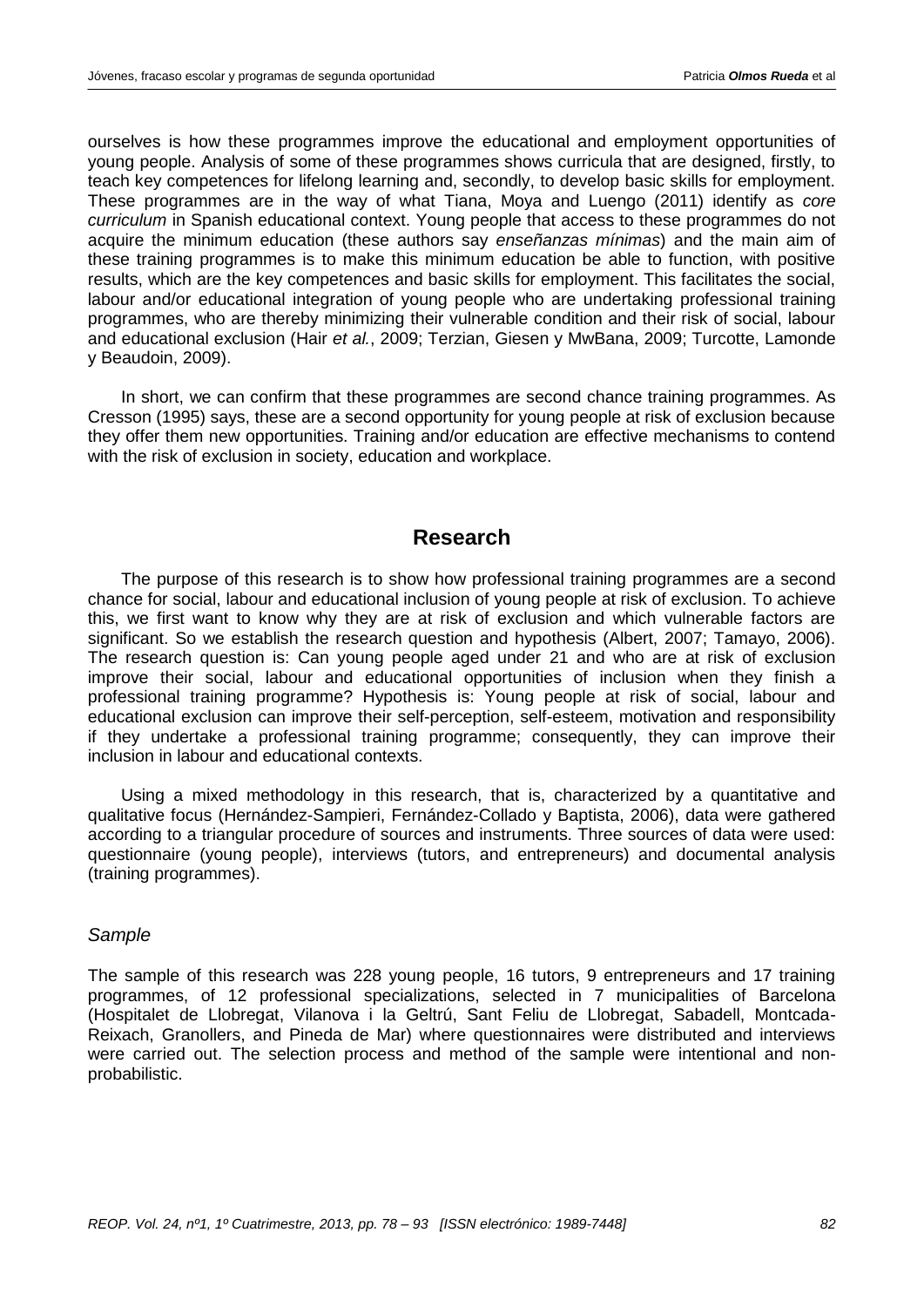ourselves is how these programmes improve the educational and employment opportunities of young people. Analysis of some of these programmes shows curricula that are designed, firstly, to teach key competences for lifelong learning and, secondly, to develop basic skills for employment. These programmes are in the way of what Tiana, Moya and Luengo (2011) identify as *core curriculum* in Spanish educational context. Young people that access to these programmes do not acquire the minimum education (these authors say *enseñanzas mínimas*) and the main aim of these training programmes is to make this minimum education be able to function, with positive results, which are the key competences and basic skills for employment. This facilitates the social, labour and/or educational integration of young people who are undertaking professional training programmes, who are thereby minimizing their vulnerable condition and their risk of social, labour and educational exclusion (Hair *et al.*, 2009; Terzian, Giesen y MwBana, 2009; Turcotte, Lamonde y Beaudoin, 2009).

In short, we can confirm that these programmes are second chance training programmes. As Cresson (1995) says, these are a second opportunity for young people at risk of exclusion because they offer them new opportunities. Training and/or education are effective mechanisms to contend with the risk of exclusion in society, education and workplace.

## Research

The purpose of this research is to show how professional training programmes are a second chance for social, labour and educational inclusion of young people at risk of exclusion. To achieve this, we first want to know why they are at risk of exclusion and which vulnerable factors are significant. So we establish the research question and hypothesis (Albert, 2007; Tamayo, 2006). The research question is: Can young people aged under 21 and who are at risk of exclusion improve their social, labour and educational opportunities of inclusion when they finish a professional training programme? Hypothesis is: Young people at risk of social, labour and educational exclusion can improve their self-perception, self-esteem, motivation and responsibility if they undertake a professional training programme; consequently, they can improve their inclusion in labour and educational contexts.

Using a mixed methodology in this research, that is, characterized by a quantitative and qualitative focus (Hernández-Sampieri, Fernández-Collado y Baptista, 2006), data were gathered according to a triangular procedure of sources and instruments. Three sources of data were used: questionnaire (young people), interviews (tutors, and entrepreneurs) and documental analysis (training programmes).

### *Sample*

The sample of this research was 228 young people, 16 tutors, 9 entrepreneurs and 17 training programmes, of 12 professional specializations, selected in 7 municipalities of Barcelona (Hospitalet de Llobregat, Vilanova i la Geltrú, Sant Feliu de Llobregat, Sabadell, Montcada-Reixach, Granollers, and Pineda de Mar) where questionnaires were distributed and interviews were carried out. The selection process and method of the sample were intentional and non-probabilistic.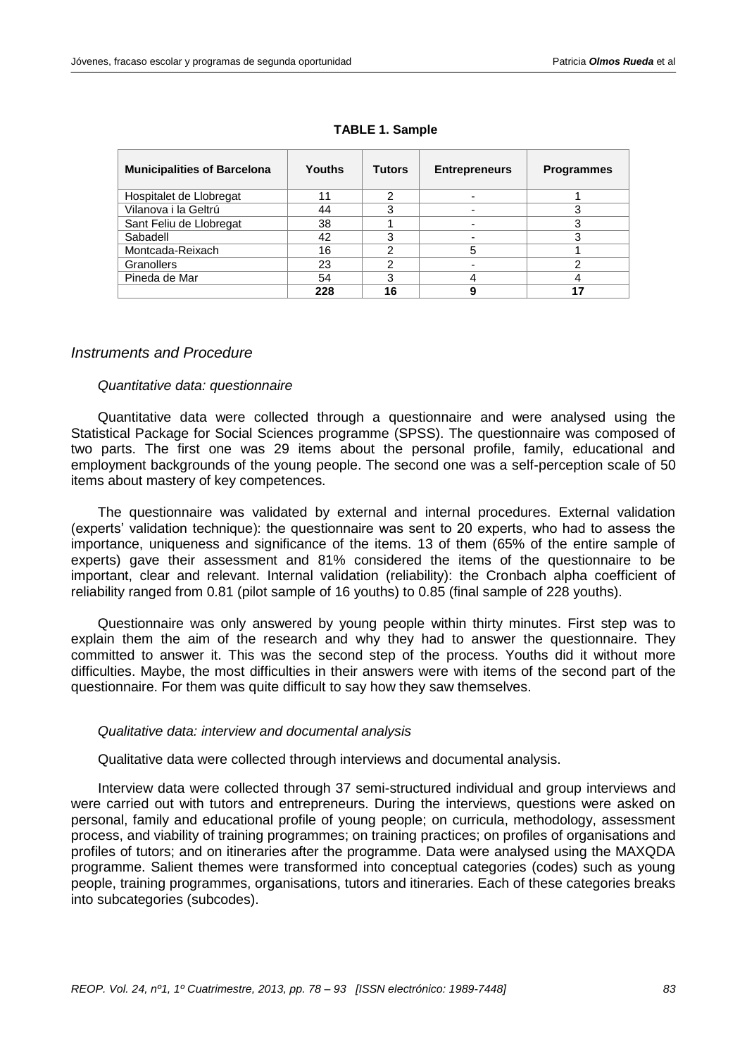**TABLE 1. Sample**

| Municipalities of Barcelona | Youths | Tutors | Entrepreneurs | Programmes |
|---|---|---|---|---|
| Hospitalet de Llobregat | 11 | 2 | - | 1 |
| Vilanova i la Geltrú | 44 | 3 | - | 3 |
| Sant Feliu de Llobregat | 38 | 1 | - | 3 |
| Sabadell | 42 | 3 | - | 3 |
| Montcada-Reixach | 16 | 2 | 5 | 1 |
| Granollers | 23 | 2 | - | 2 |
| Pineda de Mar | 54 | 3 | 4 | 4 |
| | **228** | **16** | **9** | **17** |

### *Instruments and Procedure*

#### *Quantitative data: questionnaire*

Quantitative data were collected through a questionnaire and were analysed using the Statistical Package for Social Sciences programme (SPSS). The questionnaire was composed of two parts. The first one was 29 items about the personal profile, family, educational and employment backgrounds of the young people. The second one was a self-perception scale of 50 items about mastery of key competences.

The questionnaire was validated by external and internal procedures. External validation (experts' validation technique): the questionnaire was sent to 20 experts, who had to assess the importance, uniqueness and significance of the items. 13 of them (65% of the entire sample of experts) gave their assessment and 81% considered the items of the questionnaire to be important, clear and relevant. Internal validation (reliability): the Cronbach alpha coefficient of reliability ranged from 0.81 (pilot sample of 16 youths) to 0.85 (final sample of 228 youths).

Questionnaire was only answered by young people within thirty minutes. First step was to explain them the aim of the research and why they had to answer the questionnaire. They committed to answer it. This was the second step of the process. Youths did it without more difficulties. Maybe, the most difficulties in their answers were with items of the second part of the questionnaire. For them was quite difficult to say how they saw themselves.

#### *Qualitative data: interview and documental analysis*

Qualitative data were collected through interviews and documental analysis.

Interview data were collected through 37 semi-structured individual and group interviews and were carried out with tutors and entrepreneurs. During the interviews, questions were asked on personal, family and educational profile of young people; on curricula, methodology, assessment process, and viability of training programmes; on training practices; on profiles of organisations and profiles of tutors; and on itineraries after the programme. Data were analysed using the MAXQDA programme. Salient themes were transformed into conceptual categories (codes) such as young people, training programmes, organisations, tutors and itineraries. Each of these categories breaks into subcategories (subcodes).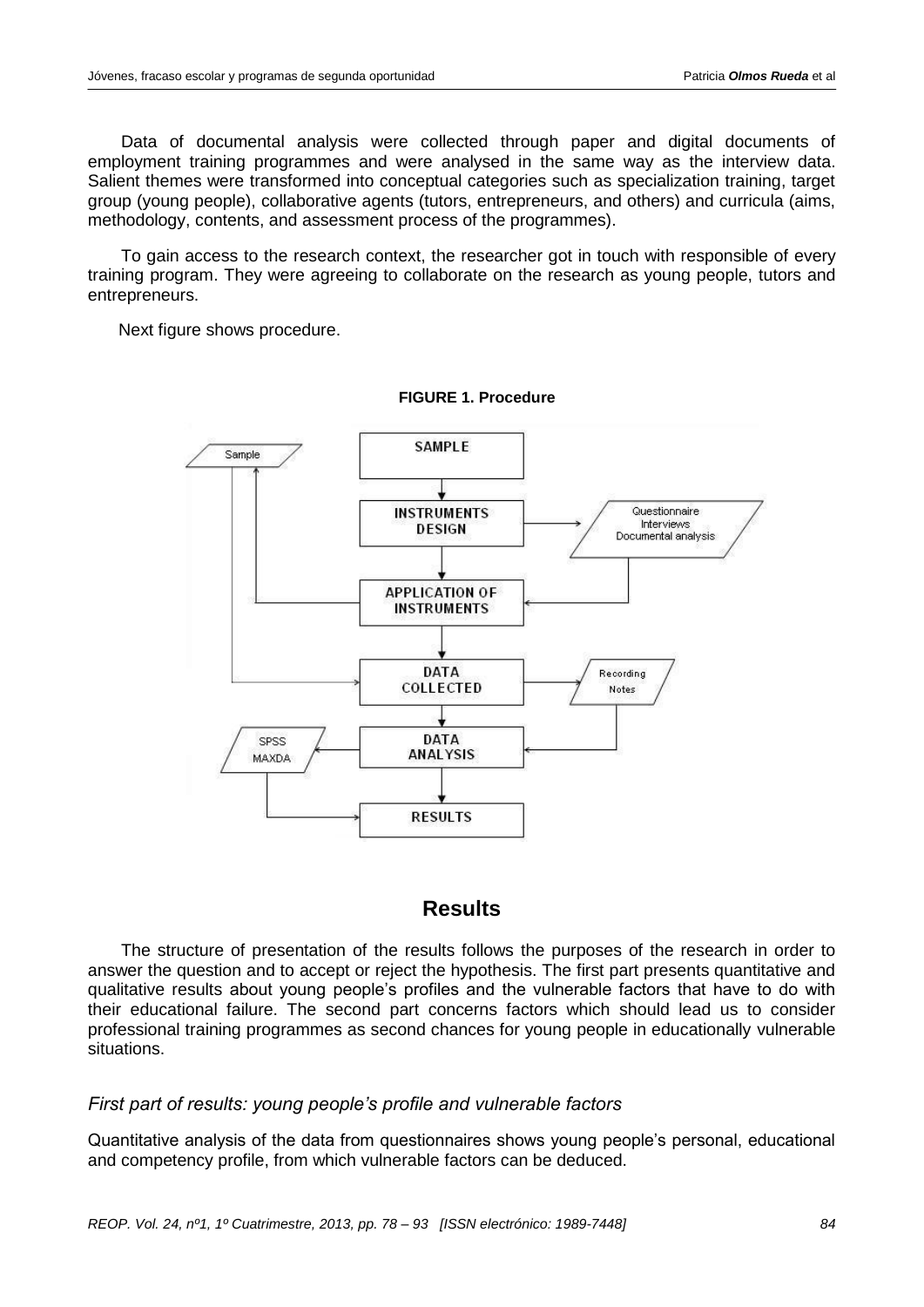Data of documental analysis were collected through paper and digital documents of employment training programmes and were analysed in the same way as the interview data. Salient themes were transformed into conceptual categories such as specialization training, target group (young people), collaborative agents (tutors, entrepreneurs, and others) and curricula (aims, methodology, contents, and assessment process of the programmes).

To gain access to the research context, the researcher got in touch with responsible of every training program. They were agreeing to collaborate on the research as young people, tutors and entrepreneurs.

Next figure shows procedure.

**FIGURE 1. Procedure**

# Results

The structure of presentation of the results follows the purposes of the research in order to answer the question and to accept or reject the hypothesis. The first part presents quantitative and qualitative results about young people's profiles and the vulnerable factors that have to do with their educational failure. The second part concerns factors which should lead us to consider professional training programmes as second chances for young people in educationally vulnerable situations.

## *First part of results: young people's profile and vulnerable factors*

Quantitative analysis of the data from questionnaires shows young people's personal, educational and competency profile, from which vulnerable factors can be deduced.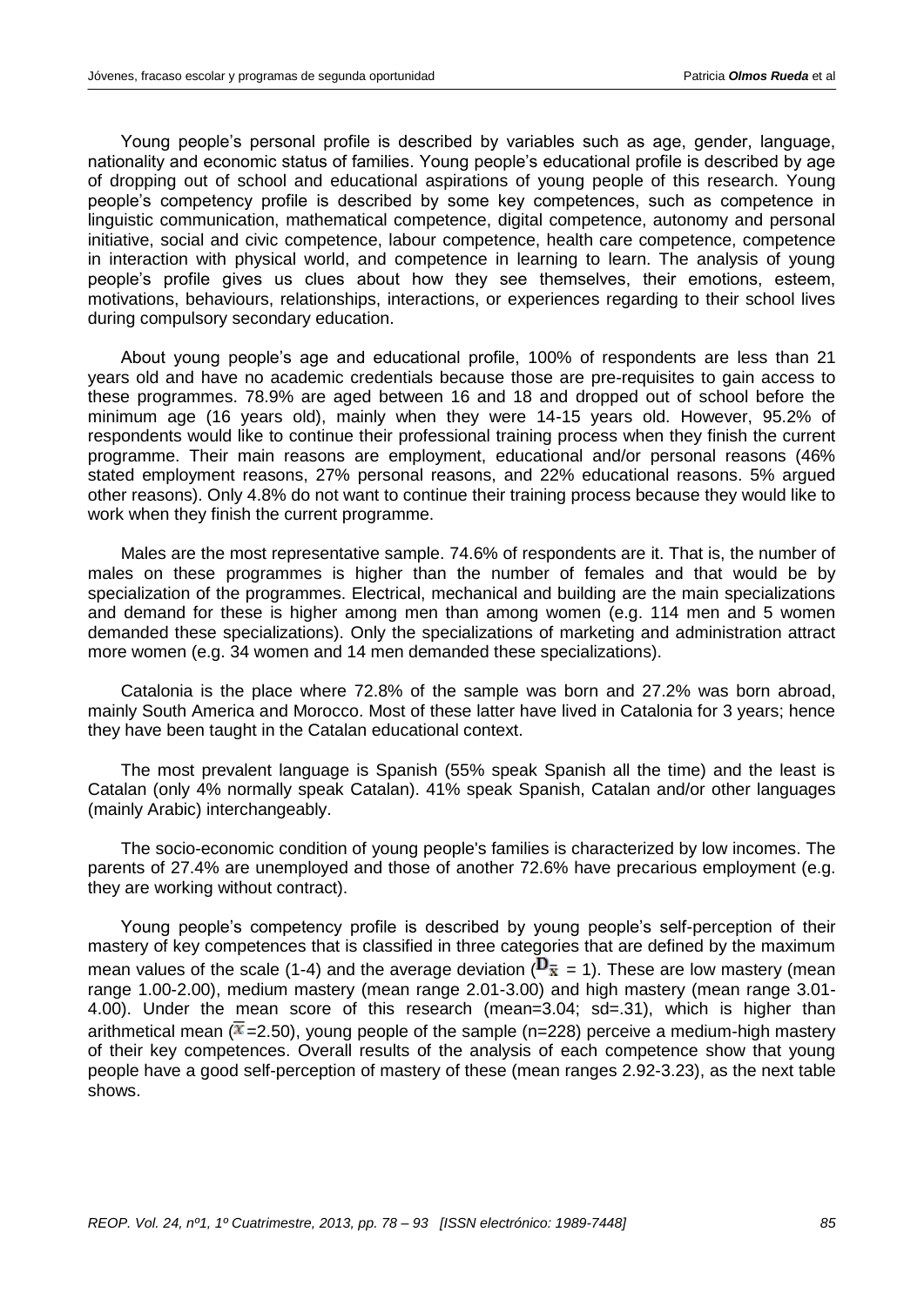Young people's personal profile is described by variables such as age, gender, language, nationality and economic status of families. Young people's educational profile is described by age of dropping out of school and educational aspirations of young people of this research. Young people's competency profile is described by some key competences, such as competence in linguistic communication, mathematical competence, digital competence, autonomy and personal initiative, social and civic competence, labour competence, health care competence, competence in interaction with physical world, and competence in learning to learn. The analysis of young people's profile gives us clues about how they see themselves, their emotions, esteem, motivations, behaviours, relationships, interactions, or experiences regarding to their school lives during compulsory secondary education.

About young people's age and educational profile, 100% of respondents are less than 21 years old and have no academic credentials because those are pre-requisites to gain access to these programmes. 78.9% are aged between 16 and 18 and dropped out of school before the minimum age (16 years old), mainly when they were 14-15 years old. However, 95.2% of respondents would like to continue their professional training process when they finish the current programme. Their main reasons are employment, educational and/or personal reasons (46% stated employment reasons, 27% personal reasons, and 22% educational reasons. 5% argued other reasons). Only 4.8% do not want to continue their training process because they would like to work when they finish the current programme.

Males are the most representative sample. 74.6% of respondents are it. That is, the number of males on these programmes is higher than the number of females and that would be by specialization of the programmes. Electrical, mechanical and building are the main specializations and demand for these is higher among men than among women (e.g. 114 men and 5 women demanded these specializations). Only the specializations of marketing and administration attract more women (e.g. 34 women and 14 men demanded these specializations).

Catalonia is the place where 72.8% of the sample was born and 27.2% was born abroad, mainly South America and Morocco. Most of these latter have lived in Catalonia for 3 years; hence they have been taught in the Catalan educational context.

The most prevalent language is Spanish (55% speak Spanish all the time) and the least is Catalan (only 4% normally speak Catalan). 41% speak Spanish, Catalan and/or other languages (mainly Arabic) interchangeably.

The socio-economic condition of young people's families is characterized by low incomes. The parents of 27.4% are unemployed and those of another 72.6% have precarious employment (e.g. they are working without contract).

Young people's competency profile is described by young people's self-perception of their mastery of key competences that is classified in three categories that are defined by the maximum mean values of the scale (1-4) and the average deviation ($D_{\bar{x}}$ = 1). These are low mastery (mean range 1.00-2.00), medium mastery (mean range 2.01-3.00) and high mastery (mean range 3.01-4.00). Under the mean score of this research (mean=3.04; sd=.31), which is higher than arithmetical mean ($\bar{x}$=2.50), young people of the sample (n=228) perceive a medium-high mastery of their key competences. Overall results of the analysis of each competence show that young people have a good self-perception of mastery of these (mean ranges 2.92-3.23), as the next table shows.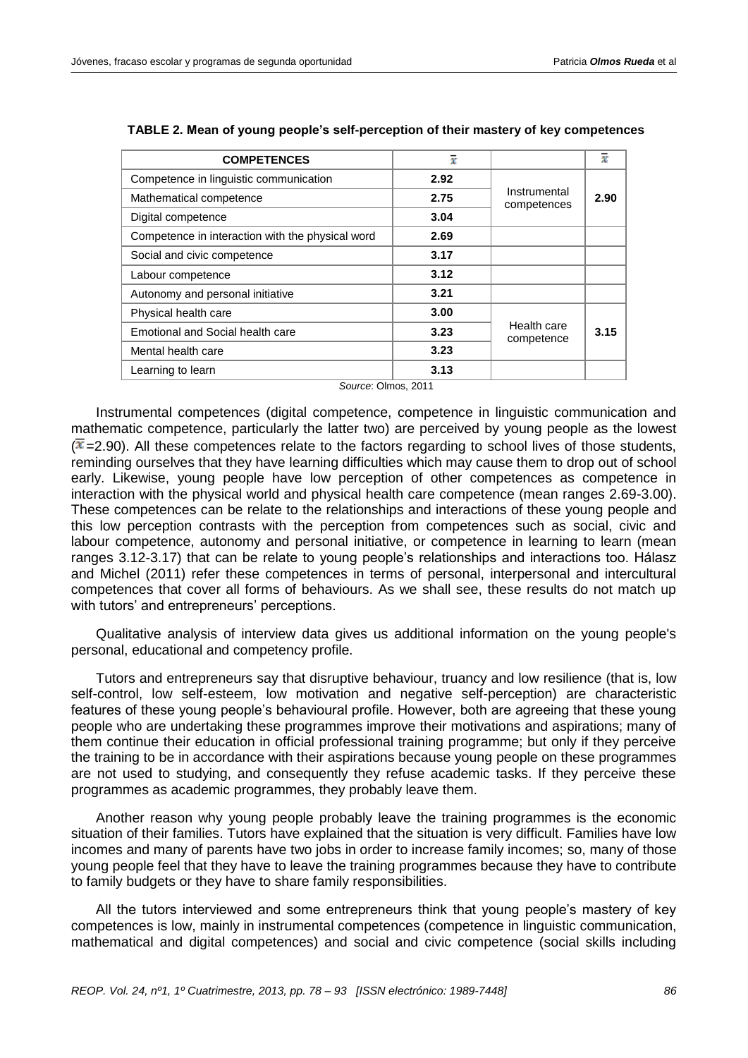**TABLE 2. Mean of young people's self-perception of their mastery of key competences**

| COMPETENCES | $\bar{x}$ | | $\bar{x}$ |
|---|---|---|---|
| Competence in linguistic communication | **2.92** | Instrumental competences | **2.90** |
| Mathematical competence | **2.75** | | |
| Digital competence | **3.04** | | |
| Competence in interaction with the physical word | **2.69** | | |
| Social and civic competence | **3.17** | | |
| Labour competence | **3.12** | | |
| Autonomy and personal initiative | **3.21** | | |
| Physical health care | **3.00** | Health care competence | **3.15** |
| Emotional and Social health care | **3.23** | | |
| Mental health care | **3.23** | | |
| Learning to learn | **3.13** | | |

*Source*: Olmos, 2011

Instrumental competences (digital competence, competence in linguistic communication and mathematic competence, particularly the latter two) are perceived by young people as the lowest ($\bar{x}$=2.90). All these competences relate to the factors regarding to school lives of those students, reminding ourselves that they have learning difficulties which may cause them to drop out of school early. Likewise, young people have low perception of other competences as competence in interaction with the physical world and physical health care competence (mean ranges 2.69-3.00). These competences can be relate to the relationships and interactions of these young people and this low perception contrasts with the perception from competences such as social, civic and labour competence, autonomy and personal initiative, or competence in learning to learn (mean ranges 3.12-3.17) that can be relate to young people's relationships and interactions too. Hálasz and Michel (2011) refer these competences in terms of personal, interpersonal and intercultural competences that cover all forms of behaviours. As we shall see, these results do not match up with tutors' and entrepreneurs' perceptions.

Qualitative analysis of interview data gives us additional information on the young people's personal, educational and competency profile.

Tutors and entrepreneurs say that disruptive behaviour, truancy and low resilience (that is, low self-control, low self-esteem, low motivation and negative self-perception) are characteristic features of these young people's behavioural profile. However, both are agreeing that these young people who are undertaking these programmes improve their motivations and aspirations; many of them continue their education in official professional training programme; but only if they perceive the training to be in accordance with their aspirations because young people on these programmes are not used to studying, and consequently they refuse academic tasks. If they perceive these programmes as academic programmes, they probably leave them.

Another reason why young people probably leave the training programmes is the economic situation of their families. Tutors have explained that the situation is very difficult. Families have low incomes and many of parents have two jobs in order to increase family incomes; so, many of those young people feel that they have to leave the training programmes because they have to contribute to family budgets or they have to share family responsibilities.

All the tutors interviewed and some entrepreneurs think that young people's mastery of key competences is low, mainly in instrumental competences (competence in linguistic communication, mathematical and digital competences) and social and civic competence (social skills including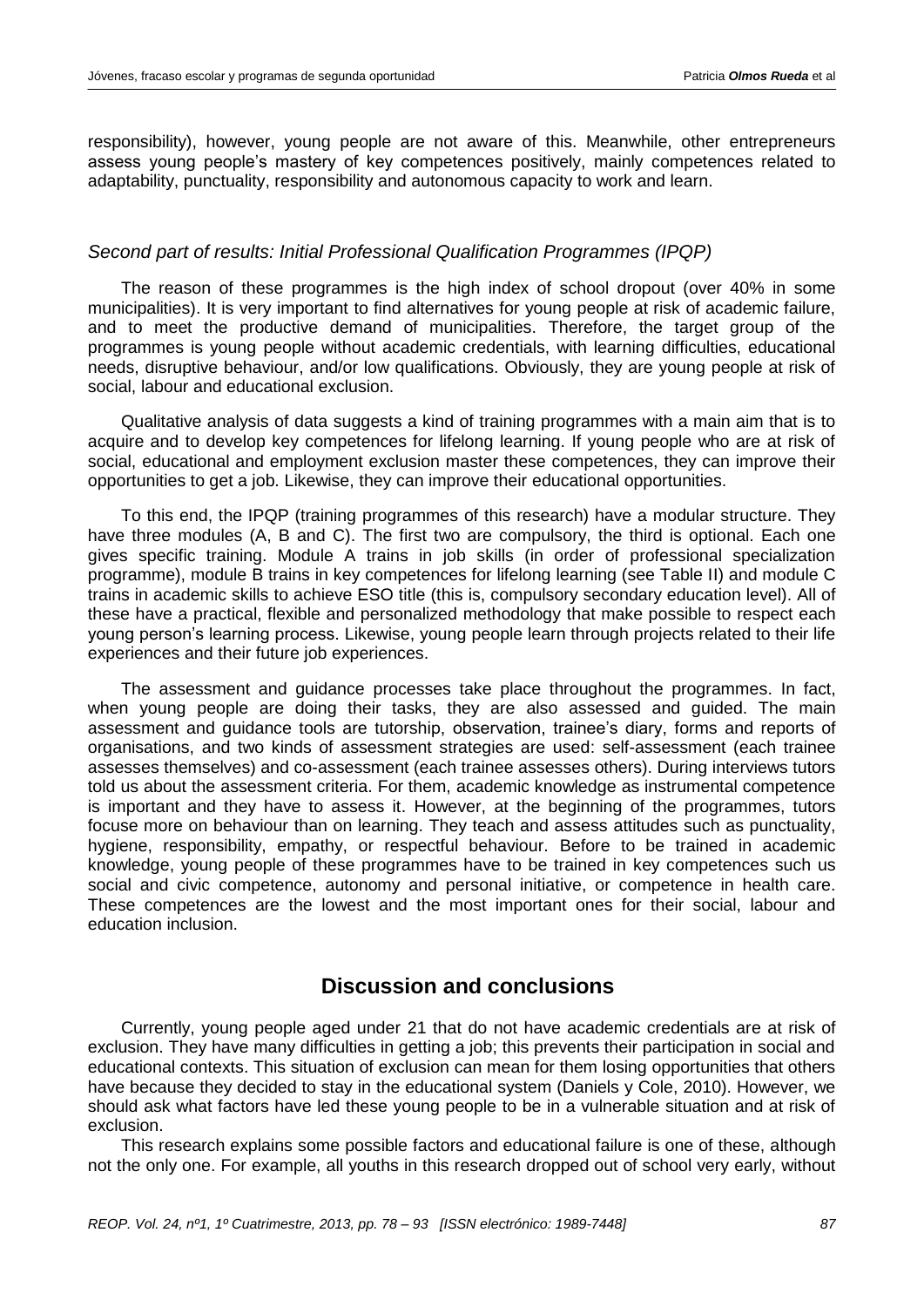responsibility), however, young people are not aware of this. Meanwhile, other entrepreneurs assess young people's mastery of key competences positively, mainly competences related to adaptability, punctuality, responsibility and autonomous capacity to work and learn.

### *Second part of results: Initial Professional Qualification Programmes (IPQP)*

The reason of these programmes is the high index of school dropout (over 40% in some municipalities). It is very important to find alternatives for young people at risk of academic failure, and to meet the productive demand of municipalities. Therefore, the target group of the programmes is young people without academic credentials, with learning difficulties, educational needs, disruptive behaviour, and/or low qualifications. Obviously, they are young people at risk of social, labour and educational exclusion.

Qualitative analysis of data suggests a kind of training programmes with a main aim that is to acquire and to develop key competences for lifelong learning. If young people who are at risk of social, educational and employment exclusion master these competences, they can improve their opportunities to get a job. Likewise, they can improve their educational opportunities.

To this end, the IPQP (training programmes of this research) have a modular structure. They have three modules (A, B and C). The first two are compulsory, the third is optional. Each one gives specific training. Module A trains in job skills (in order of professional specialization programme), module B trains in key competences for lifelong learning (see Table II) and module C trains in academic skills to achieve ESO title (this is, compulsory secondary education level). All of these have a practical, flexible and personalized methodology that make possible to respect each young person's learning process. Likewise, young people learn through projects related to their life experiences and their future job experiences.

The assessment and guidance processes take place throughout the programmes. In fact, when young people are doing their tasks, they are also assessed and guided. The main assessment and guidance tools are tutorship, observation, trainee's diary, forms and reports of organisations, and two kinds of assessment strategies are used: self-assessment (each trainee assesses themselves) and co-assessment (each trainee assesses others). During interviews tutors told us about the assessment criteria. For them, academic knowledge as instrumental competence is important and they have to assess it. However, at the beginning of the programmes, tutors focuse more on behaviour than on learning. They teach and assess attitudes such as punctuality, hygiene, responsibility, empathy, or respectful behaviour. Before to be trained in academic knowledge, young people of these programmes have to be trained in key competences such us social and civic competence, autonomy and personal initiative, or competence in health care. These competences are the lowest and the most important ones for their social, labour and education inclusion.

## Discussion and conclusions

Currently, young people aged under 21 that do not have academic credentials are at risk of exclusion. They have many difficulties in getting a job; this prevents their participation in social and educational contexts. This situation of exclusion can mean for them losing opportunities that others have because they decided to stay in the educational system (Daniels y Cole, 2010). However, we should ask what factors have led these young people to be in a vulnerable situation and at risk of exclusion.

This research explains some possible factors and educational failure is one of these, although not the only one. For example, all youths in this research dropped out of school very early, without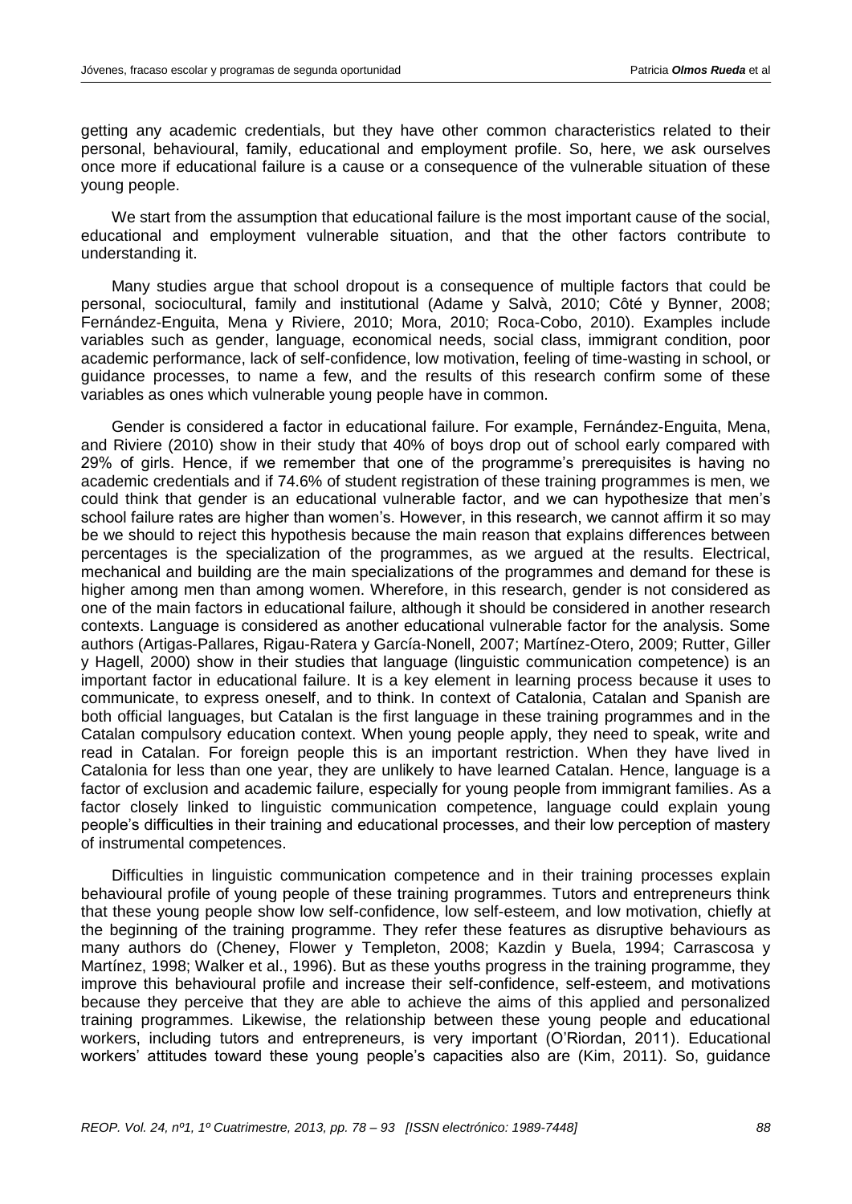getting any academic credentials, but they have other common characteristics related to their personal, behavioural, family, educational and employment profile. So, here, we ask ourselves once more if educational failure is a cause or a consequence of the vulnerable situation of these young people.

We start from the assumption that educational failure is the most important cause of the social, educational and employment vulnerable situation, and that the other factors contribute to understanding it.

Many studies argue that school dropout is a consequence of multiple factors that could be personal, sociocultural, family and institutional (Adame y Salvà, 2010; Côté y Bynner, 2008; Fernández-Enguita, Mena y Riviere, 2010; Mora, 2010; Roca-Cobo, 2010). Examples include variables such as gender, language, economical needs, social class, immigrant condition, poor academic performance, lack of self-confidence, low motivation, feeling of time-wasting in school, or guidance processes, to name a few, and the results of this research confirm some of these variables as ones which vulnerable young people have in common.

Gender is considered a factor in educational failure. For example, Fernández-Enguita, Mena, and Riviere (2010) show in their study that 40% of boys drop out of school early compared with 29% of girls. Hence, if we remember that one of the programme's prerequisites is having no academic credentials and if 74.6% of student registration of these training programmes is men, we could think that gender is an educational vulnerable factor, and we can hypothesize that men's school failure rates are higher than women's. However, in this research, we cannot affirm it so may be we should to reject this hypothesis because the main reason that explains differences between percentages is the specialization of the programmes, as we argued at the results. Electrical, mechanical and building are the main specializations of the programmes and demand for these is higher among men than among women. Wherefore, in this research, gender is not considered as one of the main factors in educational failure, although it should be considered in another research contexts. Language is considered as another educational vulnerable factor for the analysis. Some authors (Artigas-Pallares, Rigau-Ratera y García-Nonell, 2007; Martínez-Otero, 2009; Rutter, Giller y Hagell, 2000) show in their studies that language (linguistic communication competence) is an important factor in educational failure. It is a key element in learning process because it uses to communicate, to express oneself, and to think. In context of Catalonia, Catalan and Spanish are both official languages, but Catalan is the first language in these training programmes and in the Catalan compulsory education context. When young people apply, they need to speak, write and read in Catalan. For foreign people this is an important restriction. When they have lived in Catalonia for less than one year, they are unlikely to have learned Catalan. Hence, language is a factor of exclusion and academic failure, especially for young people from immigrant families. As a factor closely linked to linguistic communication competence, language could explain young people's difficulties in their training and educational processes, and their low perception of mastery of instrumental competences.

Difficulties in linguistic communication competence and in their training processes explain behavioural profile of young people of these training programmes. Tutors and entrepreneurs think that these young people show low self-confidence, low self-esteem, and low motivation, chiefly at the beginning of the training programme. They refer these features as disruptive behaviours as many authors do (Cheney, Flower y Templeton, 2008; Kazdin y Buela, 1994; Carrascosa y Martínez, 1998; Walker et al., 1996). But as these youths progress in the training programme, they improve this behavioural profile and increase their self-confidence, self-esteem, and motivations because they perceive that they are able to achieve the aims of this applied and personalized training programmes. Likewise, the relationship between these young people and educational workers, including tutors and entrepreneurs, is very important (O'Riordan, 2011). Educational workers' attitudes toward these young people's capacities also are (Kim, 2011). So, guidance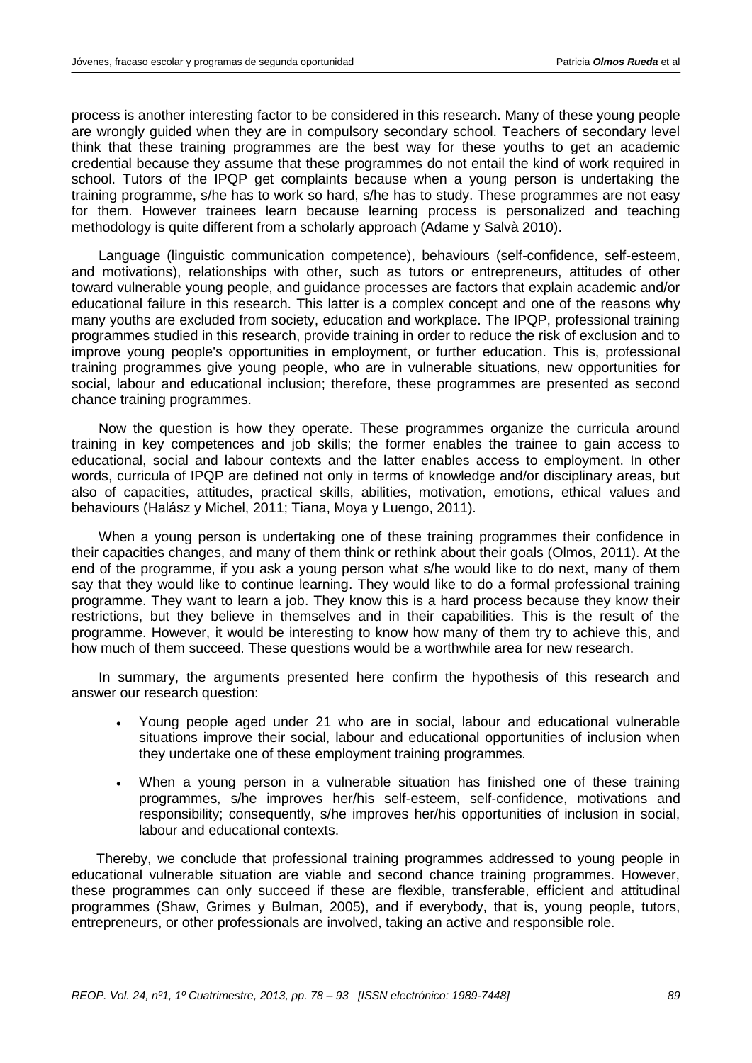process is another interesting factor to be considered in this research. Many of these young people are wrongly guided when they are in compulsory secondary school. Teachers of secondary level think that these training programmes are the best way for these youths to get an academic credential because they assume that these programmes do not entail the kind of work required in school. Tutors of the IPQP get complaints because when a young person is undertaking the training programme, s/he has to work so hard, s/he has to study. These programmes are not easy for them. However trainees learn because learning process is personalized and teaching methodology is quite different from a scholarly approach (Adame y Salvà 2010).

Language (linguistic communication competence), behaviours (self-confidence, self-esteem, and motivations), relationships with other, such as tutors or entrepreneurs, attitudes of other toward vulnerable young people, and guidance processes are factors that explain academic and/or educational failure in this research. This latter is a complex concept and one of the reasons why many youths are excluded from society, education and workplace. The IPQP, professional training programmes studied in this research, provide training in order to reduce the risk of exclusion and to improve young people's opportunities in employment, or further education. This is, professional training programmes give young people, who are in vulnerable situations, new opportunities for social, labour and educational inclusion; therefore, these programmes are presented as second chance training programmes.

Now the question is how they operate. These programmes organize the curricula around training in key competences and job skills; the former enables the trainee to gain access to educational, social and labour contexts and the latter enables access to employment. In other words, curricula of IPQP are defined not only in terms of knowledge and/or disciplinary areas, but also of capacities, attitudes, practical skills, abilities, motivation, emotions, ethical values and behaviours (Halász y Michel, 2011; Tiana, Moya y Luengo, 2011).

When a young person is undertaking one of these training programmes their confidence in their capacities changes, and many of them think or rethink about their goals (Olmos, 2011). At the end of the programme, if you ask a young person what s/he would like to do next, many of them say that they would like to continue learning. They would like to do a formal professional training programme. They want to learn a job. They know this is a hard process because they know their restrictions, but they believe in themselves and in their capabilities. This is the result of the programme. However, it would be interesting to know how many of them try to achieve this, and how much of them succeed. These questions would be a worthwhile area for new research.

In summary, the arguments presented here confirm the hypothesis of this research and answer our research question:

- Young people aged under 21 who are in social, labour and educational vulnerable situations improve their social, labour and educational opportunities of inclusion when they undertake one of these employment training programmes.
- When a young person in a vulnerable situation has finished one of these training programmes, s/he improves her/his self-esteem, self-confidence, motivations and responsibility; consequently, s/he improves her/his opportunities of inclusion in social, labour and educational contexts.

Thereby, we conclude that professional training programmes addressed to young people in educational vulnerable situation are viable and second chance training programmes. However, these programmes can only succeed if these are flexible, transferable, efficient and attitudinal programmes (Shaw, Grimes y Bulman, 2005), and if everybody, that is, young people, tutors, entrepreneurs, or other professionals are involved, taking an active and responsible role.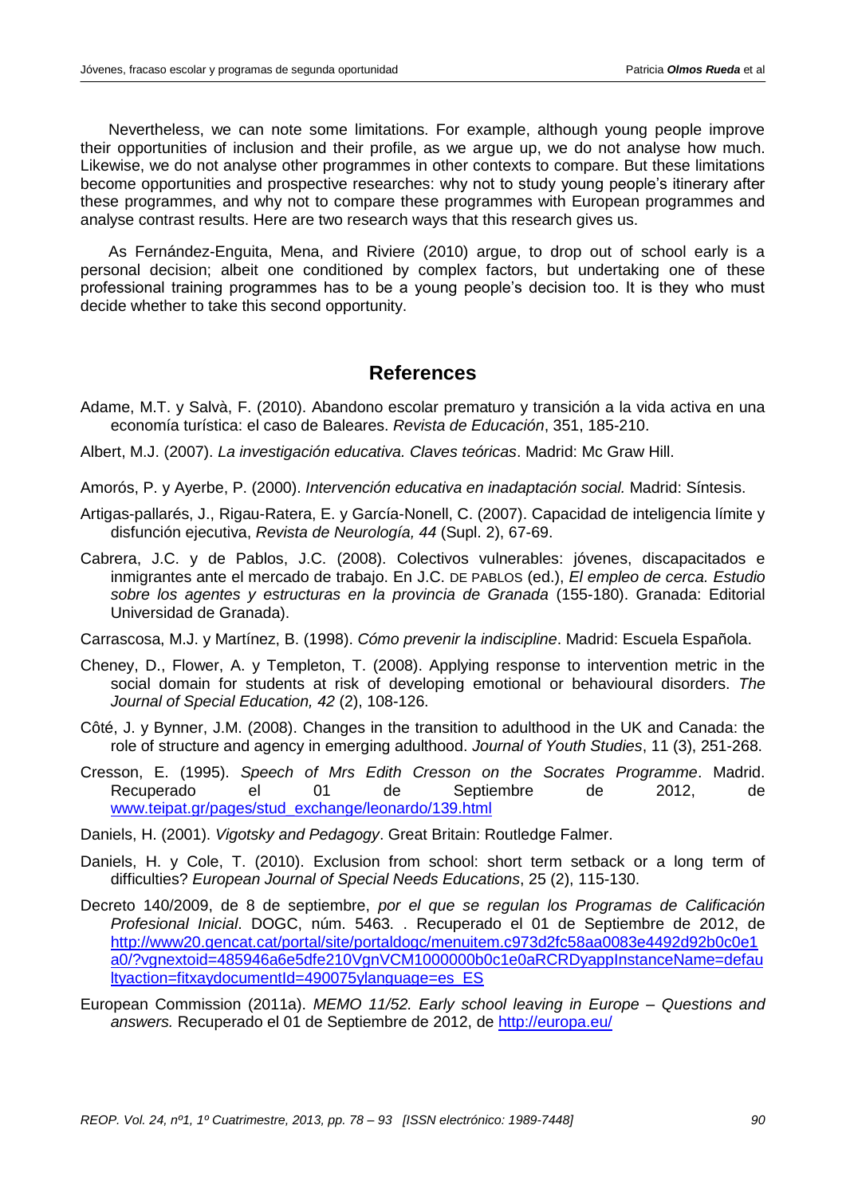Nevertheless, we can note some limitations. For example, although young people improve their opportunities of inclusion and their profile, as we argue up, we do not analyse how much. Likewise, we do not analyse other programmes in other contexts to compare. But these limitations become opportunities and prospective researches: why not to study young people's itinerary after these programmes, and why not to compare these programmes with European programmes and analyse contrast results. Here are two research ways that this research gives us.

As Fernández-Enguita, Mena, and Riviere (2010) argue, to drop out of school early is a personal decision; albeit one conditioned by complex factors, but undertaking one of these professional training programmes has to be a young people's decision too. It is they who must decide whether to take this second opportunity.

## References

Adame, M.T. y Salvà, F. (2010). Abandono escolar prematuro y transición a la vida activa en una economía turística: el caso de Baleares. *Revista de Educación*, 351, 185-210.

Albert, M.J. (2007). *La investigación educativa. Claves teóricas*. Madrid: Mc Graw Hill.

Amorós, P. y Ayerbe, P. (2000). *Intervención educativa en inadaptación social.* Madrid: Síntesis.

Artigas-pallarés, J., Rigau-Ratera, E. y García-Nonell, C. (2007). Capacidad de inteligencia límite y disfunción ejecutiva, *Revista de Neurología, 44* (Supl. 2), 67-69.

Cabrera, J.C. y de Pablos, J.C. (2008). Colectivos vulnerables: jóvenes, discapacitados e inmigrantes ante el mercado de trabajo. En J.C. DE PABLOS (ed.), *El empleo de cerca. Estudio sobre los agentes y estructuras en la provincia de Granada* (155-180). Granada: Editorial Universidad de Granada).

Carrascosa, M.J. y Martínez, B. (1998). *Cómo prevenir la indiscipline*. Madrid: Escuela Española.

Cheney, D., Flower, A. y Templeton, T. (2008). Applying response to intervention metric in the social domain for students at risk of developing emotional or behavioural disorders. *The Journal of Special Education, 42* (2), 108-126.

Côté, J. y Bynner, J.M. (2008). Changes in the transition to adulthood in the UK and Canada: the role of structure and agency in emerging adulthood. *Journal of Youth Studies*, 11 (3), 251-268.

Cresson, E. (1995). *Speech of Mrs Edith Cresson on the Socrates Programme*. Madrid. Recuperado el 01 de Septiembre de 2012, de www.teipat.gr/pages/stud_exchange/leonardo/139.html

Daniels, H. (2001). *Vigotsky and Pedagogy*. Great Britain: Routledge Falmer.

Daniels, H. y Cole, T. (2010). Exclusion from school: short term setback or a long term of difficulties? *European Journal of Special Needs Educations*, 25 (2), 115-130.

Decreto 140/2009, de 8 de septiembre, *por el que se regulan los Programas de Calificación Profesional Inicial*. DOGC, núm. 5463. . Recuperado el 01 de Septiembre de 2012, de http://www20.gencat.cat/portal/site/portaldogc/menuitem.c973d2fc58aa0083e4492d92b0c0e1a0/?vgnextoid=485946a6e5dfe210VgnVCM1000000b0c1e0aRCRDyappInstanceName=defaultyaction=fitxaydocumentId=490075ylanguage=es_ES

European Commission (2011a). *MEMO 11/52. Early school leaving in Europe – Questions and answers.* Recuperado el 01 de Septiembre de 2012, de http://europa.eu/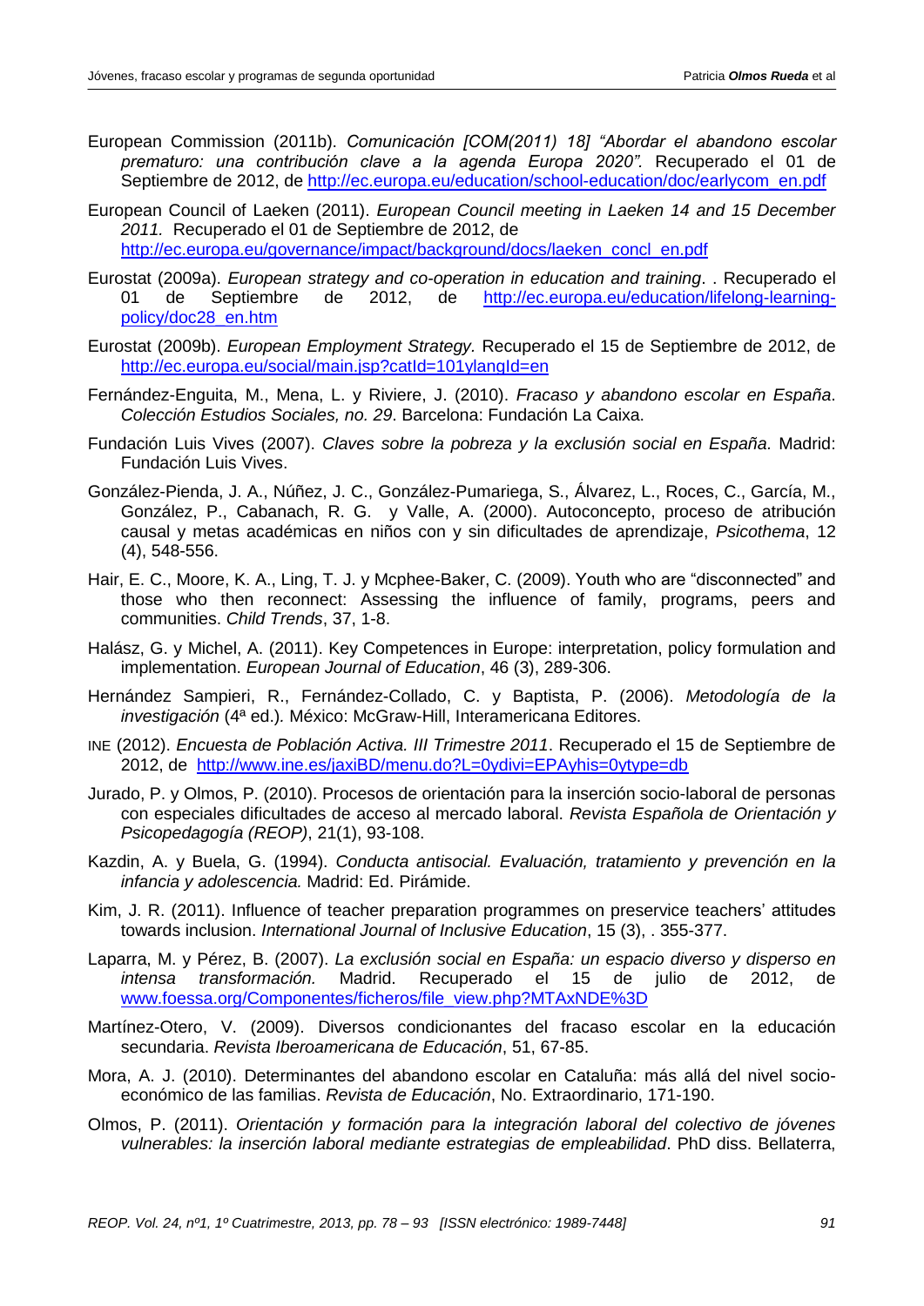European Commission (2011b). *Comunicación [COM(2011) 18] "Abordar el abandono escolar prematuro: una contribución clave a la agenda Europa 2020".* Recuperado el 01 de Septiembre de 2012, de http://ec.europa.eu/education/school-education/doc/earlycom_en.pdf

European Council of Laeken (2011). *European Council meeting in Laeken 14 and 15 December 2011.* Recuperado el 01 de Septiembre de 2012, de http://ec.europa.eu/governance/impact/background/docs/laeken_concl_en.pdf

Eurostat (2009a). *European strategy and co-operation in education and training*. . Recuperado el 01 de Septiembre de 2012, de http://ec.europa.eu/education/lifelong-learning-policy/doc28_en.htm

Eurostat (2009b). *European Employment Strategy.* Recuperado el 15 de Septiembre de 2012, de http://ec.europa.eu/social/main.jsp?catId=101ylangId=en

Fernández-Enguita, M., Mena, L. y Riviere, J. (2010). *Fracaso y abandono escolar en España. Colección Estudios Sociales, no. 29*. Barcelona: Fundación La Caixa.

Fundación Luis Vives (2007). *Claves sobre la pobreza y la exclusión social en España.* Madrid: Fundación Luis Vives.

González-Pienda, J. A., Núñez, J. C., González-Pumariega, S., Álvarez, L., Roces, C., García, M., González, P., Cabanach, R. G. y Valle, A. (2000). Autoconcepto, proceso de atribución causal y metas académicas en niños con y sin dificultades de aprendizaje, *Psicothema*, 12 (4), 548-556.

Hair, E. C., Moore, K. A., Ling, T. J. y Mcphee-Baker, C. (2009). Youth who are "disconnected" and those who then reconnect: Assessing the influence of family, programs, peers and communities. *Child Trends*, 37, 1-8.

Halász, G. y Michel, A. (2011). Key Competences in Europe: interpretation, policy formulation and implementation. *European Journal of Education*, 46 (3), 289-306.

Hernández Sampieri, R., Fernández-Collado, C. y Baptista, P. (2006). *Metodología de la investigación* (4ª ed.). México: McGraw-Hill, Interamericana Editores.

INE (2012). *Encuesta de Población Activa. III Trimestre 2011*. Recuperado el 15 de Septiembre de 2012, de http://www.ine.es/jaxiBD/menu.do?L=0ydivi=EPAyhis=0ytype=db

Jurado, P. y Olmos, P. (2010). Procesos de orientación para la inserción socio-laboral de personas con especiales dificultades de acceso al mercado laboral. *Revista Española de Orientación y Psicopedagogía (REOP)*, 21(1), 93-108.

Kazdin, A. y Buela, G. (1994). *Conducta antisocial. Evaluación, tratamiento y prevención en la infancia y adolescencia.* Madrid: Ed. Pirámide.

Kim, J. R. (2011). Influence of teacher preparation programmes on preservice teachers' attitudes towards inclusion. *International Journal of Inclusive Education*, 15 (3), . 355-377.

Laparra, M. y Pérez, B. (2007). *La exclusión social en España: un espacio diverso y disperso en intensa transformación.* Madrid. Recuperado el 15 de julio de 2012, de www.foessa.org/Componentes/ficheros/file_view.php?MTAxNDE%3D

Martínez-Otero, V. (2009). Diversos condicionantes del fracaso escolar en la educación secundaria. *Revista Iberoamericana de Educación*, 51, 67-85.

Mora, A. J. (2010). Determinantes del abandono escolar en Cataluña: más allá del nivel socio-económico de las familias. *Revista de Educación*, No. Extraordinario, 171-190.

Olmos, P. (2011). *Orientación y formación para la integración laboral del colectivo de jóvenes vulnerables: la inserción laboral mediante estrategias de empleabilidad*. PhD diss. Bellaterra,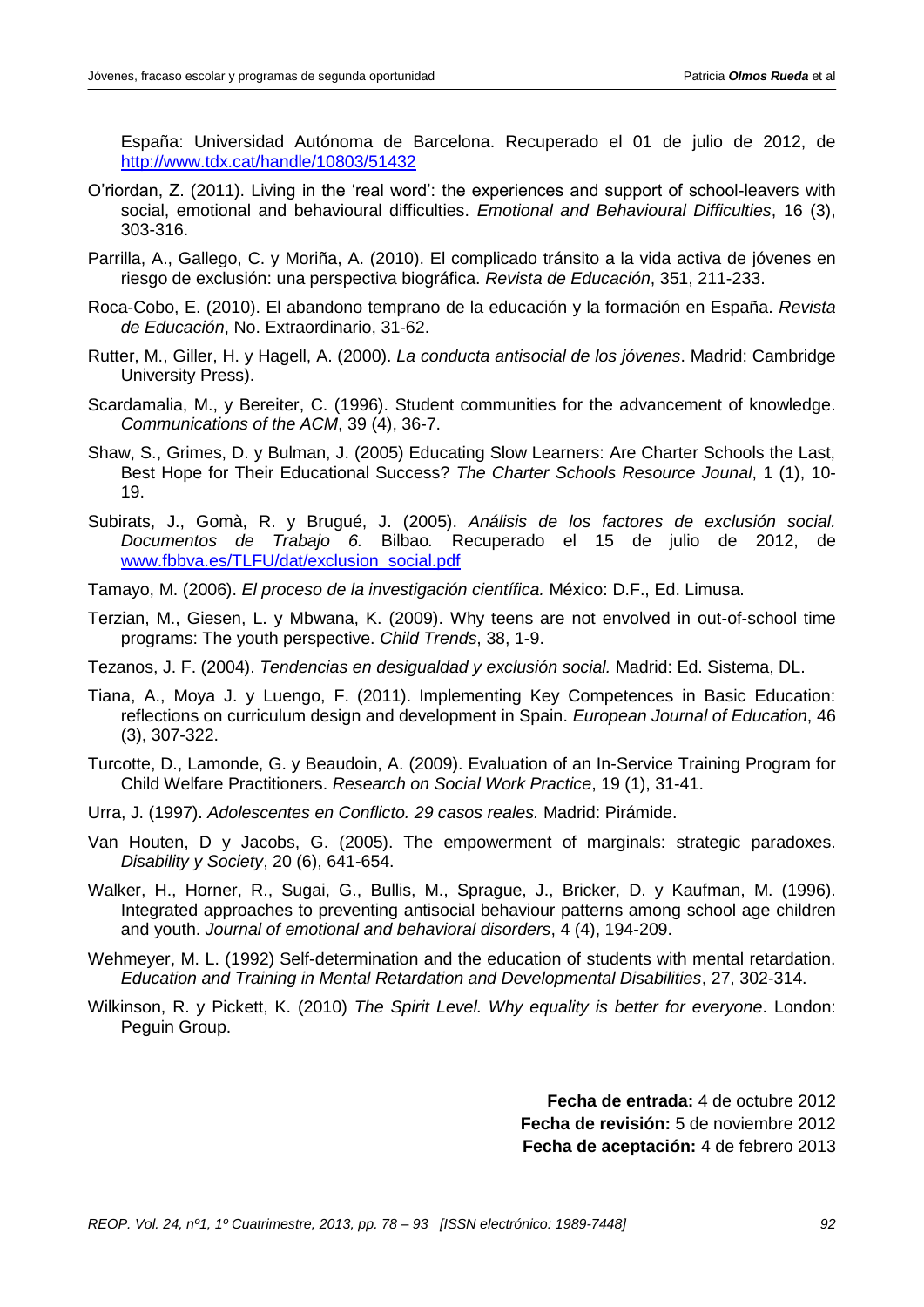España: Universidad Autónoma de Barcelona. Recuperado el 01 de julio de 2012, de http://www.tdx.cat/handle/10803/51432

O'riordan, Z. (2011). Living in the 'real word': the experiences and support of school-leavers with social, emotional and behavioural difficulties. *Emotional and Behavioural Difficulties*, 16 (3), 303-316.

Parrilla, A., Gallego, C. y Moriña, A. (2010). El complicado tránsito a la vida activa de jóvenes en riesgo de exclusión: una perspectiva biográfica. *Revista de Educación*, 351, 211-233.

Roca-Cobo, E. (2010). El abandono temprano de la educación y la formación en España. *Revista de Educación*, No. Extraordinario, 31-62.

Rutter, M., Giller, H. y Hagell, A. (2000). *La conducta antisocial de los jóvenes*. Madrid: Cambridge University Press).

Scardamalia, M., y Bereiter, C. (1996). Student communities for the advancement of knowledge. *Communications of the ACM*, 39 (4), 36-7.

Shaw, S., Grimes, D. y Bulman, J. (2005) Educating Slow Learners: Are Charter Schools the Last, Best Hope for Their Educational Success? *The Charter Schools Resource Jounal*, 1 (1), 10-19.

Subirats, J., Gomà, R. y Brugué, J. (2005). *Análisis de los factores de exclusión social. Documentos de Trabajo 6.* Bilbao*.* Recuperado el 15 de julio de 2012, de www.fbbva.es/TLFU/dat/exclusion_social.pdf

Tamayo, M. (2006). *El proceso de la investigación científica.* México: D.F., Ed. Limusa.

Terzian, M., Giesen, L. y Mbwana, K. (2009). Why teens are not envolved in out-of-school time programs: The youth perspective. *Child Trends*, 38, 1-9.

Tezanos, J. F. (2004). *Tendencias en desigualdad y exclusión social.* Madrid: Ed. Sistema, DL.

Tiana, A., Moya J. y Luengo, F. (2011). Implementing Key Competences in Basic Education: reflections on curriculum design and development in Spain. *European Journal of Education*, 46 (3), 307-322.

Turcotte, D., Lamonde, G. y Beaudoin, A. (2009). Evaluation of an In-Service Training Program for Child Welfare Practitioners. *Research on Social Work Practice*, 19 (1), 31-41.

Urra, J. (1997). *Adolescentes en Conflicto. 29 casos reales.* Madrid: Pirámide.

Van Houten, D y Jacobs, G. (2005). The empowerment of marginals: strategic paradoxes. *Disability y Society*, 20 (6), 641-654.

Walker, H., Horner, R., Sugai, G., Bullis, M., Sprague, J., Bricker, D. y Kaufman, M. (1996). Integrated approaches to preventing antisocial behaviour patterns among school age children and youth. *Journal of emotional and behavioral disorders*, 4 (4), 194-209.

Wehmeyer, M. L. (1992) Self-determination and the education of students with mental retardation. *Education and Training in Mental Retardation and Developmental Disabilities*, 27, 302-314.

Wilkinson, R. y Pickett, K. (2010) *The Spirit Level. Why equality is better for everyone*. London: Peguin Group.

**Fecha de entrada:** 4 de octubre 2012
**Fecha de revisión:** 5 de noviembre 2012
**Fecha de aceptación:** 4 de febrero 2013